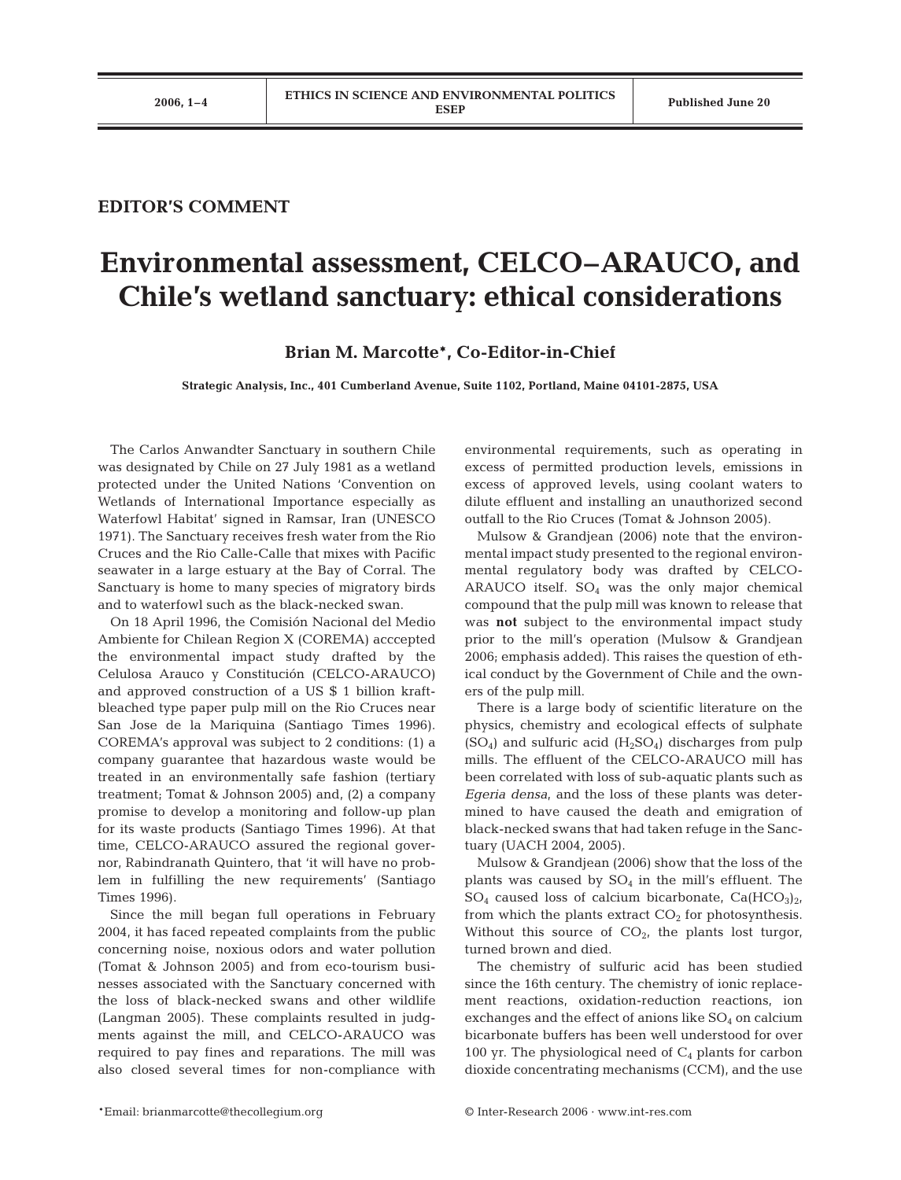EDITOR'S COMMENT

# Environmental assessment, CELCO–ARAUCO, and Chile's wetland sanctuary: ethical considerations

**Brian M. Marcotte*, Co-Editor-in-Chief**

**Strategic Analysis, Inc., 401 Cumberland Avenue, Suite 1102, Portland, Maine 04101-2875, USA**

The Carlos Anwandter Sanctuary in southern Chile was designated by Chile on 27 July 1981 as a wetland protected under the United Nations 'Convention on Wetlands of International Importance especially as Waterfowl Habitat' signed in Ramsar, Iran (UNESCO 1971). The Sanctuary receives fresh water from the Rio Cruces and the Rio Calle-Calle that mixes with Pacific seawater in a large estuary at the Bay of Corral. The Sanctuary is home to many species of migratory birds and to waterfowl such as the black-necked swan.

On 18 April 1996, the Comisión Nacional del Medio Ambiente for Chilean Region X (COREMA) acccepted the environmental impact study drafted by the Celulosa Arauco y Constitución (CELCO-ARAUCO) and approved construction of a US $ 1 billion kraft-bleached type paper pulp mill on the Rio Cruces near San Jose de la Mariquina (Santiago Times 1996). COREMA's approval was subject to 2 conditions: (1) a company guarantee that hazardous waste would be treated in an environmentally safe fashion (tertiary treatment; Tomat & Johnson 2005) and, (2) a company promise to develop a monitoring and follow-up plan for its waste products (Santiago Times 1996). At that time, CELCO-ARAUCO assured the regional governor, Rabindranath Quintero, that 'it will have no problem in fulfilling the new requirements' (Santiago Times 1996).

Since the mill began full operations in February 2004, it has faced repeated complaints from the public concerning noise, noxious odors and water pollution (Tomat & Johnson 2005) and from eco-tourism businesses associated with the Sanctuary concerned with the loss of black-necked swans and other wildlife (Langman 2005). These complaints resulted in judgments against the mill, and CELCO-ARAUCO was required to pay fines and reparations. The mill was also closed several times for non-compliance with environmental requirements, such as operating in excess of permitted production levels, emissions in excess of approved levels, using coolant waters to dilute effluent and installing an unauthorized second outfall to the Rio Cruces (Tomat & Johnson 2005).

Mulsow & Grandjean (2006) note that the environmental impact study presented to the regional environmental regulatory body was drafted by CELCO-ARAUCO itself. $SO_4$ was the only major chemical compound that the pulp mill was known to release that was **not** subject to the environmental impact study prior to the mill's operation (Mulsow & Grandjean 2006; emphasis added). This raises the question of ethical conduct by the Government of Chile and the owners of the pulp mill.

There is a large body of scientific literature on the physics, chemistry and ecological effects of sulphate ($SO_4$) and sulfuric acid ($H_2SO_4$) discharges from pulp mills. The effluent of the CELCO-ARAUCO mill has been correlated with loss of sub-aquatic plants such as *Egeria densa*, and the loss of these plants was determined to have caused the death and emigration of black-necked swans that had taken refuge in the Sanctuary (UACH 2004, 2005).

Mulsow & Grandjean (2006) show that the loss of the plants was caused by $SO_4$ in the mill's effluent. The $SO_4$ caused loss of calcium bicarbonate, $Ca(HCO_3)_2$, from which the plants extract $CO_2$ for photosynthesis. Without this source of $CO_2$, the plants lost turgor, turned brown and died.

The chemistry of sulfuric acid has been studied since the 16th century. The chemistry of ionic replacement reactions, oxidation-reduction reactions, ion exchanges and the effect of anions like $SO_4$ on calcium bicarbonate buffers has been well understood for over 100 yr. The physiological need of $C_4$ plants for carbon dioxide concentrating mechanisms (CCM), and the use

*Email: brianmarcotte@thecollegium.org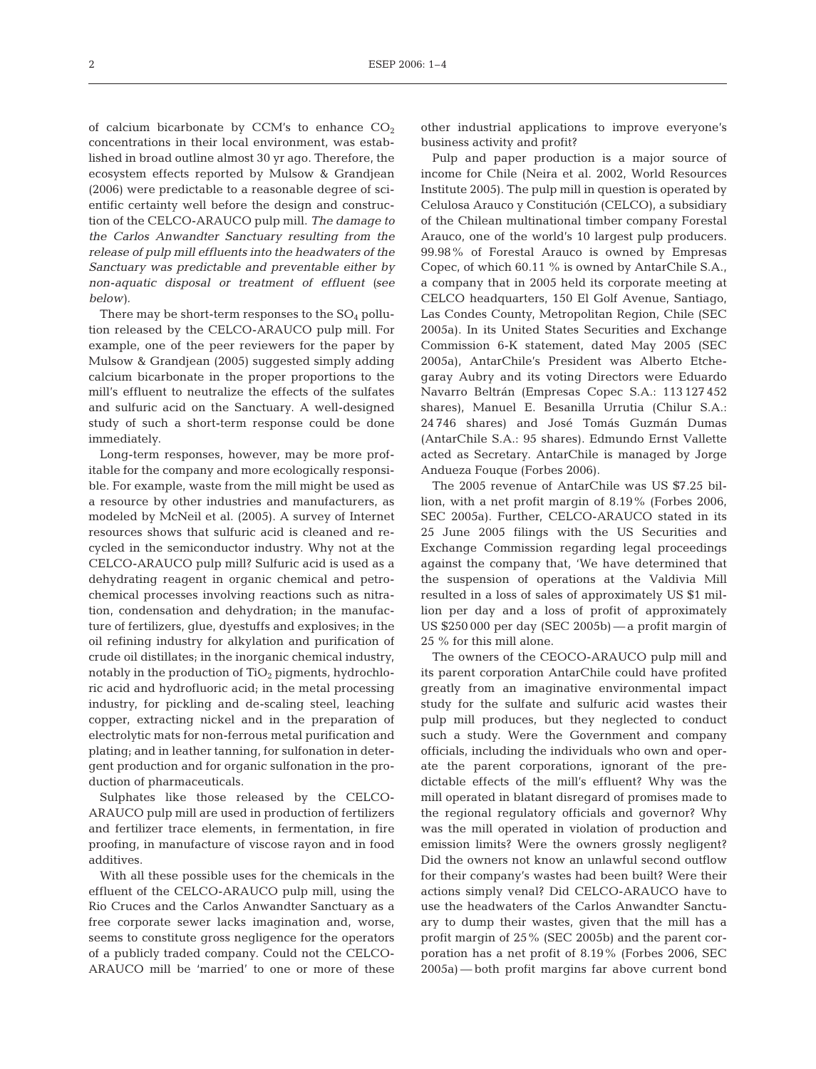of calcium bicarbonate by CCM's to enhance $CO_2$ concentrations in their local environment, was established in broad outline almost 30 yr ago. Therefore, the ecosystem effects reported by Mulsow & Grandjean (2006) were predictable to a reasonable degree of scientific certainty well before the design and construction of the CELCO-ARAUCO pulp mill. *The damage to the Carlos Anwandter Sanctuary resulting from the release of pulp mill effluents into the headwaters of the Sanctuary was predictable and preventable either by non-aquatic disposal or treatment of effluent* (*see below*).

There may be short-term responses to the $SO_4$ pollution released by the CELCO-ARAUCO pulp mill. For example, one of the peer reviewers for the paper by Mulsow & Grandjean (2005) suggested simply adding calcium bicarbonate in the proper proportions to the mill's effluent to neutralize the effects of the sulfates and sulfuric acid on the Sanctuary. A well-designed study of such a short-term response could be done immediately.

Long-term responses, however, may be more profitable for the company and more ecologically responsible. For example, waste from the mill might be used as a resource by other industries and manufacturers, as modeled by McNeil et al. (2005). A survey of Internet resources shows that sulfuric acid is cleaned and recycled in the semiconductor industry. Why not at the CELCO-ARAUCO pulp mill? Sulfuric acid is used as a dehydrating reagent in organic chemical and petrochemical processes involving reactions such as nitration, condensation and dehydration; in the manufacture of fertilizers, glue, dyestuffs and explosives; in the oil refining industry for alkylation and purification of crude oil distillates; in the inorganic chemical industry, notably in the production of $TiO_2$ pigments, hydrochloric acid and hydrofluoric acid; in the metal processing industry, for pickling and de-scaling steel, leaching copper, extracting nickel and in the preparation of electrolytic mats for non-ferrous metal purification and plating; and in leather tanning, for sulfonation in detergent production and for organic sulfonation in the production of pharmaceuticals.

Sulphates like those released by the CELCO-ARAUCO pulp mill are used in production of fertilizers and fertilizer trace elements, in fermentation, in fire proofing, in manufacture of viscose rayon and in food additives.

With all these possible uses for the chemicals in the effluent of the CELCO-ARAUCO pulp mill, using the Rio Cruces and the Carlos Anwandter Sanctuary as a free corporate sewer lacks imagination and, worse, seems to constitute gross negligence for the operators of a publicly traded company. Could not the CELCO-ARAUCO mill be 'married' to one or more of these other industrial applications to improve everyone's business activity and profit?

Pulp and paper production is a major source of income for Chile (Neira et al. 2002, World Resources Institute 2005). The pulp mill in question is operated by Celulosa Arauco y Constitución (CELCO), a subsidiary of the Chilean multinational timber company Forestal Arauco, one of the world's 10 largest pulp producers. 99.98% of Forestal Arauco is owned by Empresas Copec, of which 60.11 % is owned by AntarChile S.A., a company that in 2005 held its corporate meeting at CELCO headquarters, 150 El Golf Avenue, Santiago, Las Condes County, Metropolitan Region, Chile (SEC 2005a). In its United States Securities and Exchange Commission 6-K statement, dated May 2005 (SEC 2005a), AntarChile's President was Alberto Etchegaray Aubry and its voting Directors were Eduardo Navarro Beltrán (Empresas Copec S.A.: 113 127 452 shares), Manuel E. Besanilla Urrutia (Chilur S.A.: 24 746 shares) and José Tomás Guzmán Dumas (AntarChile S.A.: 95 shares). Edmundo Ernst Vallette acted as Secretary. AntarChile is managed by Jorge Andueza Fouque (Forbes 2006).

The 2005 revenue of AntarChile was US $7.25 billion, with a net profit margin of 8.19% (Forbes 2006, SEC 2005a). Further, CELCO-ARAUCO stated in its 25 June 2005 filings with the US Securities and Exchange Commission regarding legal proceedings against the company that, 'We have determined that the suspension of operations at the Valdivia Mill resulted in a loss of sales of approximately US $1 million per day and a loss of profit of approximately US $250 000 per day (SEC 2005b) — a profit margin of 25 % for this mill alone.

The owners of the CEOCO-ARAUCO pulp mill and its parent corporation AntarChile could have profited greatly from an imaginative environmental impact study for the sulfate and sulfuric acid wastes their pulp mill produces, but they neglected to conduct such a study. Were the Government and company officials, including the individuals who own and operate the parent corporations, ignorant of the predictable effects of the mill's effluent? Why was the mill operated in blatant disregard of promises made to the regional regulatory officials and governor? Why was the mill operated in violation of production and emission limits? Were the owners grossly negligent? Did the owners not know an unlawful second outflow for their company's wastes had been built? Were their actions simply venal? Did CELCO-ARAUCO have to use the headwaters of the Carlos Anwandter Sanctuary to dump their wastes, given that the mill has a profit margin of 25% (SEC 2005b) and the parent corporation has a net profit of 8.19% (Forbes 2006, SEC 2005a) — both profit margins far above current bond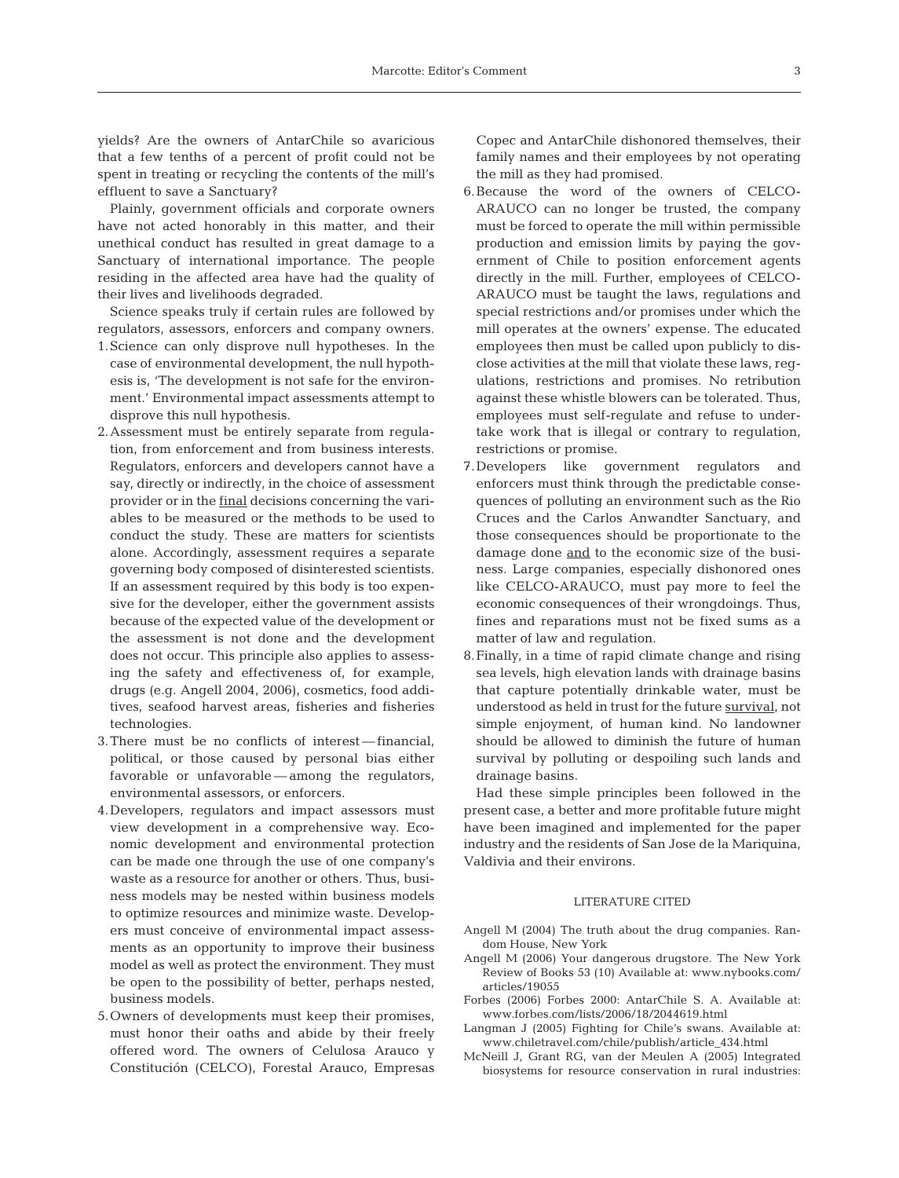yields? Are the owners of AntarChile so avaricious that a few tenths of a percent of profit could not be spent in treating or recycling the contents of the mill's effluent to save a Sanctuary?

Plainly, government officials and corporate owners have not acted honorably in this matter, and their unethical conduct has resulted in great damage to a Sanctuary of international importance. The people residing in the affected area have had the quality of their lives and livelihoods degraded.

Science speaks truly if certain rules are followed by regulators, assessors, enforcers and company owners.

1. Science can only disprove null hypotheses. In the case of environmental development, the null hypothesis is, 'The development is not safe for the environment.' Environmental impact assessments attempt to disprove this null hypothesis.
2. Assessment must be entirely separate from regulation, from enforcement and from business interests. Regulators, enforcers and developers cannot have a say, directly or indirectly, in the choice of assessment provider or in the <u>final</u> decisions concerning the variables to be measured or the methods to be used to conduct the study. These are matters for scientists alone. Accordingly, assessment requires a separate governing body composed of disinterested scientists. If an assessment required by this body is too expensive for the developer, either the government assists because of the expected value of the development or the assessment is not done and the development does not occur. This principle also applies to assessing the safety and effectiveness of, for example, drugs (e.g. Angell 2004, 2006), cosmetics, food additives, seafood harvest areas, fisheries and fisheries technologies.
3. There must be no conflicts of interest — financial, political, or those caused by personal bias either favorable or unfavorable — among the regulators, environmental assessors, or enforcers.
4. Developers, regulators and impact assessors must view development in a comprehensive way. Economic development and environmental protection can be made one through the use of one company's waste as a resource for another or others. Thus, business models may be nested within business models to optimize resources and minimize waste. Developers must conceive of environmental impact assessments as an opportunity to improve their business model as well as protect the environment. They must be open to the possibility of better, perhaps nested, business models.
5. Owners of developments must keep their promises, must honor their oaths and abide by their freely offered word. The owners of Celulosa Arauco y Constitución (CELCO), Forestal Arauco, Empresas Copec and AntarChile dishonored themselves, their family names and their employees by not operating the mill as they had promised.
6. Because the word of the owners of CELCO-ARAUCO can no longer be trusted, the company must be forced to operate the mill within permissible production and emission limits by paying the government of Chile to position enforcement agents directly in the mill. Further, employees of CELCO-ARAUCO must be taught the laws, regulations and special restrictions and/or promises under which the mill operates at the owners' expense. The educated employees then must be called upon publicly to disclose activities at the mill that violate these laws, regulations, restrictions and promises. No retribution against these whistle blowers can be tolerated. Thus, employees must self-regulate and refuse to undertake work that is illegal or contrary to regulation, restrictions or promise.
7. Developers like government regulators and enforcers must think through the predictable consequences of polluting an environment such as the Rio Cruces and the Carlos Anwandter Sanctuary, and those consequences should be proportionate to the damage done <u>and</u> to the economic size of the business. Large companies, especially dishonored ones like CELCO-ARAUCO, must pay more to feel the economic consequences of their wrongdoings. Thus, fines and reparations must not be fixed sums as a matter of law and regulation.
8. Finally, in a time of rapid climate change and rising sea levels, high elevation lands with drainage basins that capture potentially drinkable water, must be understood as held in trust for the future <u>survival</u>, not simple enjoyment, of human kind. No landowner should be allowed to diminish the future of human survival by polluting or despoiling such lands and drainage basins.

Had these simple principles been followed in the present case, a better and more profitable future might have been imagined and implemented for the paper industry and the residents of San Jose de la Mariquina, Valdivia and their environs.

## LITERATURE CITED

Angell M (2004) The truth about the drug companies. Random House, New York

Angell M (2006) Your dangerous drugstore. The New York Review of Books 53 (10) Available at: www.nybooks.com/articles/19055

Forbes (2006) Forbes 2000: AntarChile S. A. Available at: www.forbes.com/lists/2006/18/2044619.html

Langman J (2005) Fighting for Chile's swans. Available at: www.chiletravel.com/chile/publish/article_434.html

McNeill J, Grant RG, van der Meulen A (2005) Integrated biosystems for resource conservation in rural industries: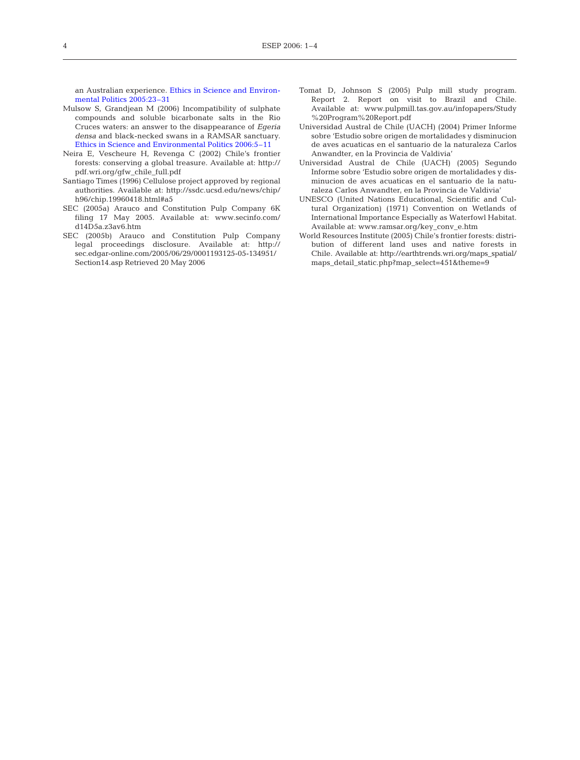an Australian experience. Ethics in Science and Environmental Politics 2005:23–31

Mulsow S, Grandjean M (2006) Incompatibility of sulphate compounds and soluble bicarbonate salts in the Rio Cruces waters: an answer to the disappearance of *Egeria densa* and black-necked swans in a RAMSAR sanctuary. Ethics in Science and Environmental Politics 2006:5–11

Neira E, Vescheure H, Revenga C (2002) Chile's frontier forests: conserving a global treasure. Available at: http://pdf.wri.org/gfw_chile_full.pdf

Santiago Times (1996) Cellulose project approved by regional authorities. Available at: http://ssdc.ucsd.edu/news/chip/h96/chip.19960418.html#a5

SEC (2005a) Arauco and Constitution Pulp Company 6K filing 17 May 2005. Available at: www.secinfo.com/d14D5a.z3av6.htm

SEC (2005b) Arauco and Constitution Pulp Company legal proceedings disclosure. Available at: http://sec.edgar-online.com/2005/06/29/0001193125-05-134951/Section14.asp Retrieved 20 May 2006

Tomat D, Johnson S (2005) Pulp mill study program. Report 2. Report on visit to Brazil and Chile. Available at: www.pulpmill.tas.gov.au/infopapers/Study%20Program%20Report.pdf

Universidad Austral de Chile (UACH) (2004) Primer Informe sobre 'Estudio sobre origen de mortalidades y disminucion de aves acuaticas en el santuario de la naturaleza Carlos Anwandter, en la Provincia de Valdivia'

Universidad Austral de Chile (UACH) (2005) Segundo Informe sobre 'Estudio sobre origen de mortalidades y disminucion de aves acuaticas en el santuario de la naturaleza Carlos Anwandter, en la Provincia de Valdivia'

UNESCO (United Nations Educational, Scientific and Cultural Organization) (1971) Convention on Wetlands of International Importance Especially as Waterfowl Habitat. Available at: www.ramsar.org/key_conv_e.htm

World Resources Institute (2005) Chile's frontier forests: distribution of different land uses and native forests in Chile. Available at: http://earthtrends.wri.org/maps_spatial/maps_detail_static.php?map_select=451&theme=9